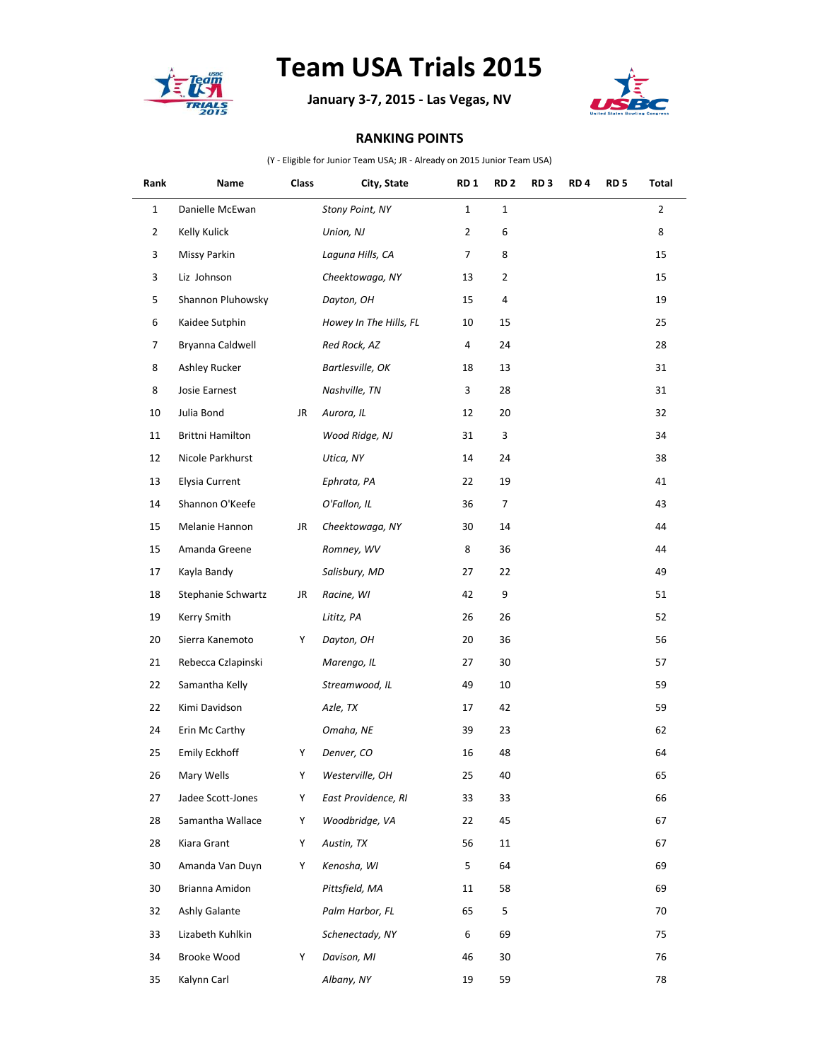# Team USA Trials 2015

**January 3-7, 2015 - Las Vegas, NV**

## RANKING POINTS

(Y - Eligible for Junior Team USA; JR - Already on 2015 Junior Team USA)

| Rank | Name | Class | City, State | RD 1 | RD 2 | RD 3 | RD 4 | RD 5 | Total |
|---|---|---|---|---|---|---|---|---|---|
| 1 | Danielle McEwan | | *Stony Point, NY* | 1 | 1 | | | | 2 |
| 2 | Kelly Kulick | | *Union, NJ* | 2 | 6 | | | | 8 |
| 3 | Missy Parkin | | *Laguna Hills, CA* | 7 | 8 | | | | 15 |
| 3 | Liz Johnson | | *Cheektowaga, NY* | 13 | 2 | | | | 15 |
| 5 | Shannon Pluhowsky | | *Dayton, OH* | 15 | 4 | | | | 19 |
| 6 | Kaidee Sutphin | | *Howey In The Hills, FL* | 10 | 15 | | | | 25 |
| 7 | Bryanna Caldwell | | *Red Rock, AZ* | 4 | 24 | | | | 28 |
| 8 | Ashley Rucker | | *Bartlesville, OK* | 18 | 13 | | | | 31 |
| 8 | Josie Earnest | | *Nashville, TN* | 3 | 28 | | | | 31 |
| 10 | Julia Bond | JR | *Aurora, IL* | 12 | 20 | | | | 32 |
| 11 | Brittni Hamilton | | *Wood Ridge, NJ* | 31 | 3 | | | | 34 |
| 12 | Nicole Parkhurst | | *Utica, NY* | 14 | 24 | | | | 38 |
| 13 | Elysia Current | | *Ephrata, PA* | 22 | 19 | | | | 41 |
| 14 | Shannon O'Keefe | | *O'Fallon, IL* | 36 | 7 | | | | 43 |
| 15 | Melanie Hannon | JR | *Cheektowaga, NY* | 30 | 14 | | | | 44 |
| 15 | Amanda Greene | | *Romney, WV* | 8 | 36 | | | | 44 |
| 17 | Kayla Bandy | | *Salisbury, MD* | 27 | 22 | | | | 49 |
| 18 | Stephanie Schwartz | JR | *Racine, WI* | 42 | 9 | | | | 51 |
| 19 | Kerry Smith | | *Lititz, PA* | 26 | 26 | | | | 52 |
| 20 | Sierra Kanemoto | Y | *Dayton, OH* | 20 | 36 | | | | 56 |
| 21 | Rebecca Czlapinski | | *Marengo, IL* | 27 | 30 | | | | 57 |
| 22 | Samantha Kelly | | *Streamwood, IL* | 49 | 10 | | | | 59 |
| 22 | Kimi Davidson | | *Azle, TX* | 17 | 42 | | | | 59 |
| 24 | Erin Mc Carthy | | *Omaha, NE* | 39 | 23 | | | | 62 |
| 25 | Emily Eckhoff | Y | *Denver, CO* | 16 | 48 | | | | 64 |
| 26 | Mary Wells | Y | *Westerville, OH* | 25 | 40 | | | | 65 |
| 27 | Jadee Scott-Jones | Y | *East Providence, RI* | 33 | 33 | | | | 66 |
| 28 | Samantha Wallace | Y | *Woodbridge, VA* | 22 | 45 | | | | 67 |
| 28 | Kiara Grant | Y | *Austin, TX* | 56 | 11 | | | | 67 |
| 30 | Amanda Van Duyn | Y | *Kenosha, WI* | 5 | 64 | | | | 69 |
| 30 | Brianna Amidon | | *Pittsfield, MA* | 11 | 58 | | | | 69 |
| 32 | Ashly Galante | | *Palm Harbor, FL* | 65 | 5 | | | | 70 |
| 33 | Lizabeth Kuhlkin | | *Schenectady, NY* | 6 | 69 | | | | 75 |
| 34 | Brooke Wood | Y | *Davison, MI* | 46 | 30 | | | | 76 |
| 35 | Kalynn Carl | | *Albany, NY* | 19 | 59 | | | | 78 |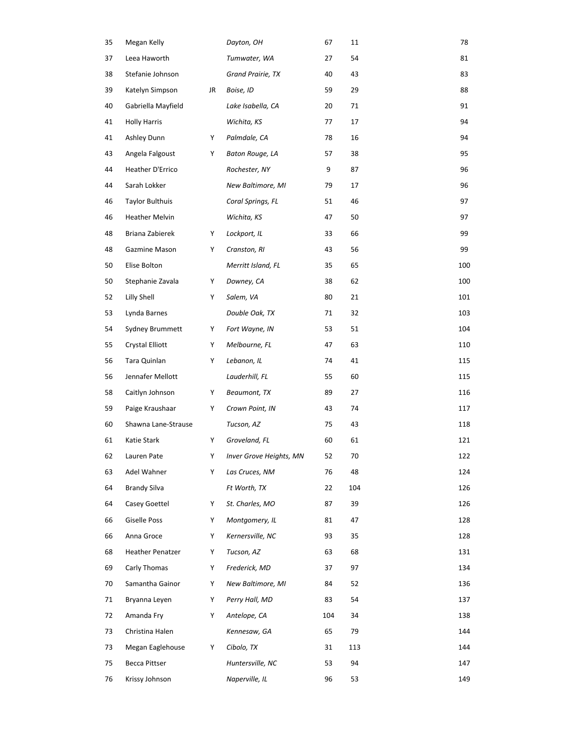| | | | | | | |
|---|---|---|---|---|---|---|
| 35 | Megan Kelly | | *Dayton, OH* | 67 | 11 | 78 |
| 37 | Leea Haworth | | *Tumwater, WA* | 27 | 54 | 81 |
| 38 | Stefanie Johnson | | *Grand Prairie, TX* | 40 | 43 | 83 |
| 39 | Katelyn Simpson | JR | *Boise, ID* | 59 | 29 | 88 |
| 40 | Gabriella Mayfield | | *Lake Isabella, CA* | 20 | 71 | 91 |
| 41 | Holly Harris | | *Wichita, KS* | 77 | 17 | 94 |
| 41 | Ashley Dunn | Y | *Palmdale, CA* | 78 | 16 | 94 |
| 43 | Angela Falgoust | Y | *Baton Rouge, LA* | 57 | 38 | 95 |
| 44 | Heather D'Errico | | *Rochester, NY* | 9 | 87 | 96 |
| 44 | Sarah Lokker | | *New Baltimore, MI* | 79 | 17 | 96 |
| 46 | Taylor Bulthuis | | *Coral Springs, FL* | 51 | 46 | 97 |
| 46 | Heather Melvin | | *Wichita, KS* | 47 | 50 | 97 |
| 48 | Briana Zabierek | Y | *Lockport, IL* | 33 | 66 | 99 |
| 48 | Gazmine Mason | Y | *Cranston, RI* | 43 | 56 | 99 |
| 50 | Elise Bolton | | *Merritt Island, FL* | 35 | 65 | 100 |
| 50 | Stephanie Zavala | Y | *Downey, CA* | 38 | 62 | 100 |
| 52 | Lilly Shell | Y | *Salem, VA* | 80 | 21 | 101 |
| 53 | Lynda Barnes | | *Double Oak, TX* | 71 | 32 | 103 |
| 54 | Sydney Brummett | Y | *Fort Wayne, IN* | 53 | 51 | 104 |
| 55 | Crystal Elliott | Y | *Melbourne, FL* | 47 | 63 | 110 |
| 56 | Tara Quinlan | Y | *Lebanon, IL* | 74 | 41 | 115 |
| 56 | Jennafer Mellott | | *Lauderhill, FL* | 55 | 60 | 115 |
| 58 | Caitlyn Johnson | Y | *Beaumont, TX* | 89 | 27 | 116 |
| 59 | Paige Kraushaar | Y | *Crown Point, IN* | 43 | 74 | 117 |
| 60 | Shawna Lane-Strause | | *Tucson, AZ* | 75 | 43 | 118 |
| 61 | Katie Stark | Y | *Groveland, FL* | 60 | 61 | 121 |
| 62 | Lauren Pate | Y | *Inver Grove Heights, MN* | 52 | 70 | 122 |
| 63 | Adel Wahner | Y | *Las Cruces, NM* | 76 | 48 | 124 |
| 64 | Brandy Silva | | *Ft Worth, TX* | 22 | 104 | 126 |
| 64 | Casey Goettel | Y | *St. Charles, MO* | 87 | 39 | 126 |
| 66 | Giselle Poss | Y | *Montgomery, IL* | 81 | 47 | 128 |
| 66 | Anna Groce | Y | *Kernersville, NC* | 93 | 35 | 128 |
| 68 | Heather Penatzer | Y | *Tucson, AZ* | 63 | 68 | 131 |
| 69 | Carly Thomas | Y | *Frederick, MD* | 37 | 97 | 134 |
| 70 | Samantha Gainor | Y | *New Baltimore, MI* | 84 | 52 | 136 |
| 71 | Bryanna Leyen | Y | *Perry Hall, MD* | 83 | 54 | 137 |
| 72 | Amanda Fry | Y | *Antelope, CA* | 104 | 34 | 138 |
| 73 | Christina Halen | | *Kennesaw, GA* | 65 | 79 | 144 |
| 73 | Megan Eaglehouse | Y | *Cibolo, TX* | 31 | 113 | 144 |
| 75 | Becca Pittser | | *Huntersville, NC* | 53 | 94 | 147 |
| 76 | Krissy Johnson | | *Naperville, IL* | 96 | 53 | 149 |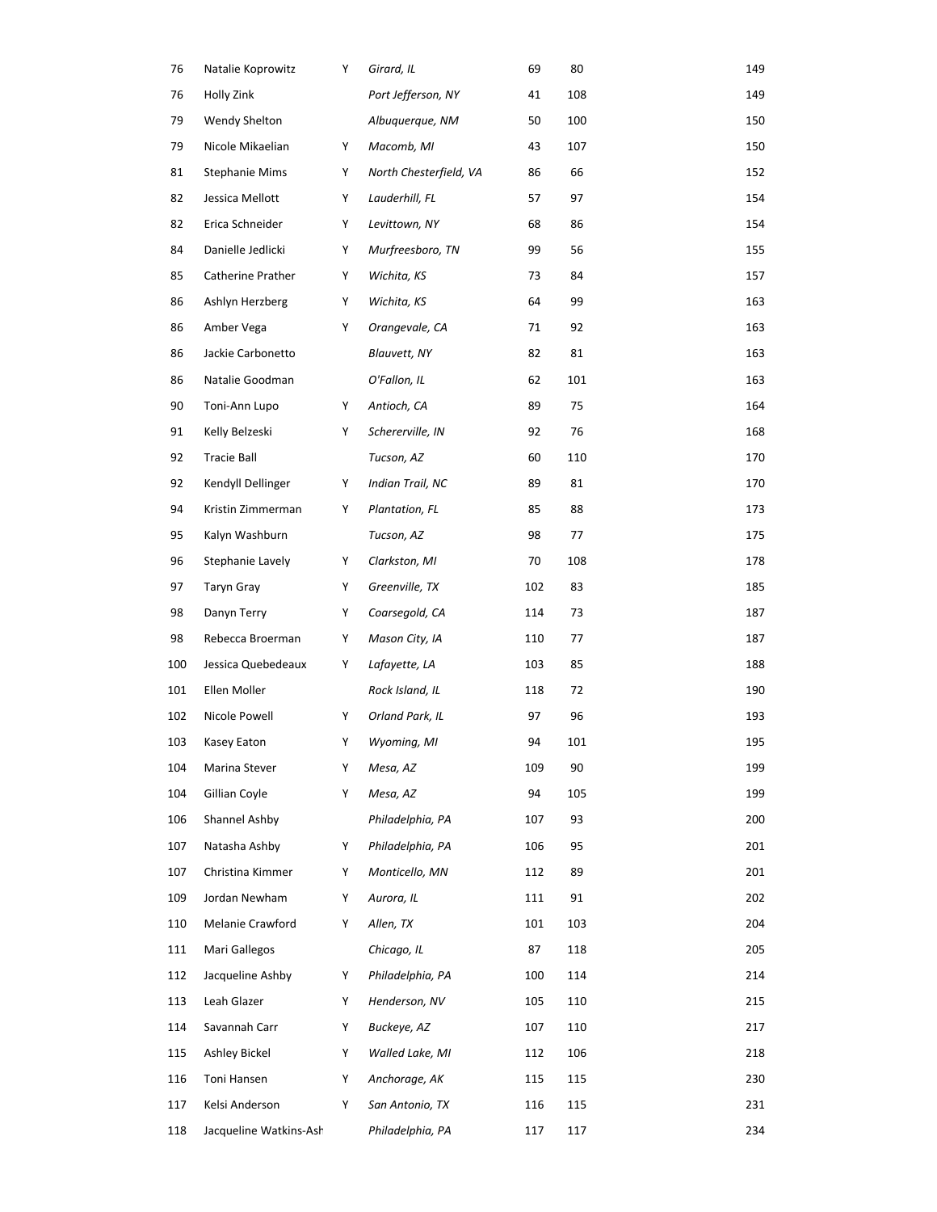| | | | | | | |
|---|---|---|---|---|---|---|
| 76 | Natalie Koprowitz | Y | *Girard, IL* | 69 | 80 | 149 |
| 76 | Holly Zink | | *Port Jefferson, NY* | 41 | 108 | 149 |
| 79 | Wendy Shelton | | *Albuquerque, NM* | 50 | 100 | 150 |
| 79 | Nicole Mikaelian | Y | *Macomb, MI* | 43 | 107 | 150 |
| 81 | Stephanie Mims | Y | *North Chesterfield, VA* | 86 | 66 | 152 |
| 82 | Jessica Mellott | Y | *Lauderhill, FL* | 57 | 97 | 154 |
| 82 | Erica Schneider | Y | *Levittown, NY* | 68 | 86 | 154 |
| 84 | Danielle Jedlicki | Y | *Murfreesboro, TN* | 99 | 56 | 155 |
| 85 | Catherine Prather | Y | *Wichita, KS* | 73 | 84 | 157 |
| 86 | Ashlyn Herzberg | Y | *Wichita, KS* | 64 | 99 | 163 |
| 86 | Amber Vega | Y | *Orangevale, CA* | 71 | 92 | 163 |
| 86 | Jackie Carbonetto | | *Blauvett, NY* | 82 | 81 | 163 |
| 86 | Natalie Goodman | | *O'Fallon, IL* | 62 | 101 | 163 |
| 90 | Toni-Ann Lupo | Y | *Antioch, CA* | 89 | 75 | 164 |
| 91 | Kelly Belzeski | Y | *Schererville, IN* | 92 | 76 | 168 |
| 92 | Tracie Ball | | *Tucson, AZ* | 60 | 110 | 170 |
| 92 | Kendyll Dellinger | Y | *Indian Trail, NC* | 89 | 81 | 170 |
| 94 | Kristin Zimmerman | Y | *Plantation, FL* | 85 | 88 | 173 |
| 95 | Kalyn Washburn | | *Tucson, AZ* | 98 | 77 | 175 |
| 96 | Stephanie Lavely | Y | *Clarkston, MI* | 70 | 108 | 178 |
| 97 | Taryn Gray | Y | *Greenville, TX* | 102 | 83 | 185 |
| 98 | Danyn Terry | Y | *Coarsegold, CA* | 114 | 73 | 187 |
| 98 | Rebecca Broerman | Y | *Mason City, IA* | 110 | 77 | 187 |
| 100 | Jessica Quebedeaux | Y | *Lafayette, LA* | 103 | 85 | 188 |
| 101 | Ellen Moller | | *Rock Island, IL* | 118 | 72 | 190 |
| 102 | Nicole Powell | Y | *Orland Park, IL* | 97 | 96 | 193 |
| 103 | Kasey Eaton | Y | *Wyoming, MI* | 94 | 101 | 195 |
| 104 | Marina Stever | Y | *Mesa, AZ* | 109 | 90 | 199 |
| 104 | Gillian Coyle | Y | *Mesa, AZ* | 94 | 105 | 199 |
| 106 | Shannel Ashby | | *Philadelphia, PA* | 107 | 93 | 200 |
| 107 | Natasha Ashby | Y | *Philadelphia, PA* | 106 | 95 | 201 |
| 107 | Christina Kimmer | Y | *Monticello, MN* | 112 | 89 | 201 |
| 109 | Jordan Newham | Y | *Aurora, IL* | 111 | 91 | 202 |
| 110 | Melanie Crawford | Y | *Allen, TX* | 101 | 103 | 204 |
| 111 | Mari Gallegos | | *Chicago, IL* | 87 | 118 | 205 |
| 112 | Jacqueline Ashby | Y | *Philadelphia, PA* | 100 | 114 | 214 |
| 113 | Leah Glazer | Y | *Henderson, NV* | 105 | 110 | 215 |
| 114 | Savannah Carr | Y | *Buckeye, AZ* | 107 | 110 | 217 |
| 115 | Ashley Bickel | Y | *Walled Lake, MI* | 112 | 106 | 218 |
| 116 | Toni Hansen | Y | *Anchorage, AK* | 115 | 115 | 230 |
| 117 | Kelsi Anderson | Y | *San Antonio, TX* | 116 | 115 | 231 |
| 118 | Jacqueline Watkins-Ash | | *Philadelphia, PA* | 117 | 117 | 234 |